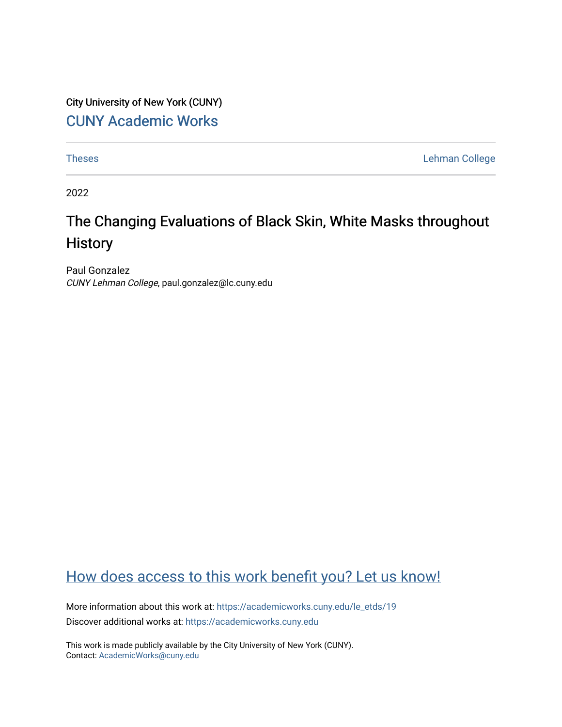City University of New York (CUNY)

CUNY Academic Works

---

Theses | Lehman College

---

2022

# The Changing Evaluations of Black Skin, White Masks throughout History

Paul Gonzalez
*CUNY Lehman College*, paul.gonzalez@lc.cuny.edu

How does access to this work benefit you? Let us know!

More information about this work at: https://academicworks.cuny.edu/le_etds/19
Discover additional works at: https://academicworks.cuny.edu

This work is made publicly available by the City University of New York (CUNY).
Contact: AcademicWorks@cuny.edu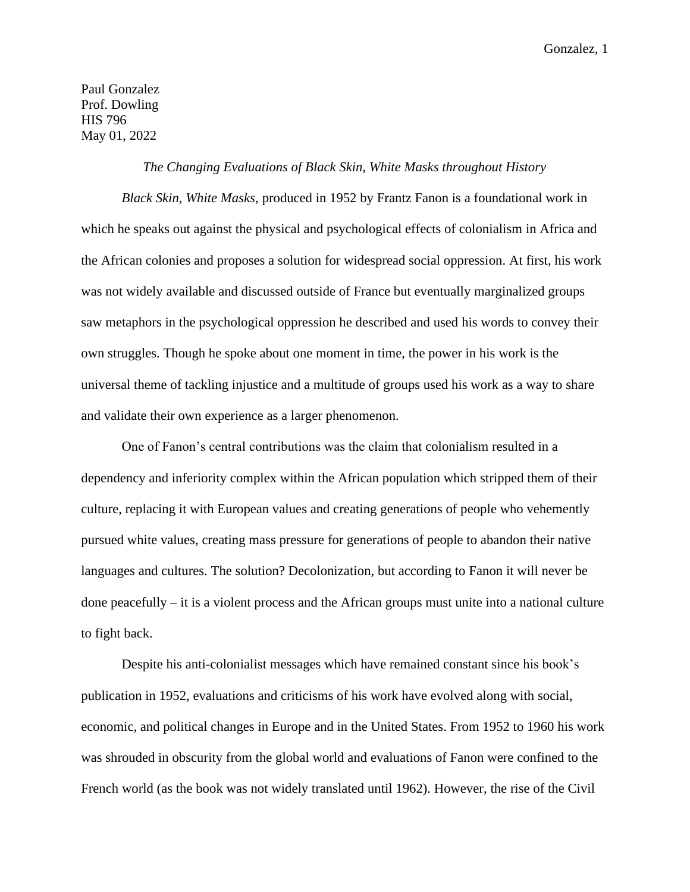Paul Gonzalez  
Prof. Dowling  
HIS 796  
May 01, 2022

*The Changing Evaluations of Black Skin, White Masks throughout History*

*Black Skin, White Masks*, produced in 1952 by Frantz Fanon is a foundational work in which he speaks out against the physical and psychological effects of colonialism in Africa and the African colonies and proposes a solution for widespread social oppression. At first, his work was not widely available and discussed outside of France but eventually marginalized groups saw metaphors in the psychological oppression he described and used his words to convey their own struggles. Though he spoke about one moment in time, the power in his work is the universal theme of tackling injustice and a multitude of groups used his work as a way to share and validate their own experience as a larger phenomenon.

One of Fanon's central contributions was the claim that colonialism resulted in a dependency and inferiority complex within the African population which stripped them of their culture, replacing it with European values and creating generations of people who vehemently pursued white values, creating mass pressure for generations of people to abandon their native languages and cultures. The solution? Decolonization, but according to Fanon it will never be done peacefully – it is a violent process and the African groups must unite into a national culture to fight back.

Despite his anti-colonialist messages which have remained constant since his book's publication in 1952, evaluations and criticisms of his work have evolved along with social, economic, and political changes in Europe and in the United States. From 1952 to 1960 his work was shrouded in obscurity from the global world and evaluations of Fanon were confined to the French world (as the book was not widely translated until 1962). However, the rise of the Civil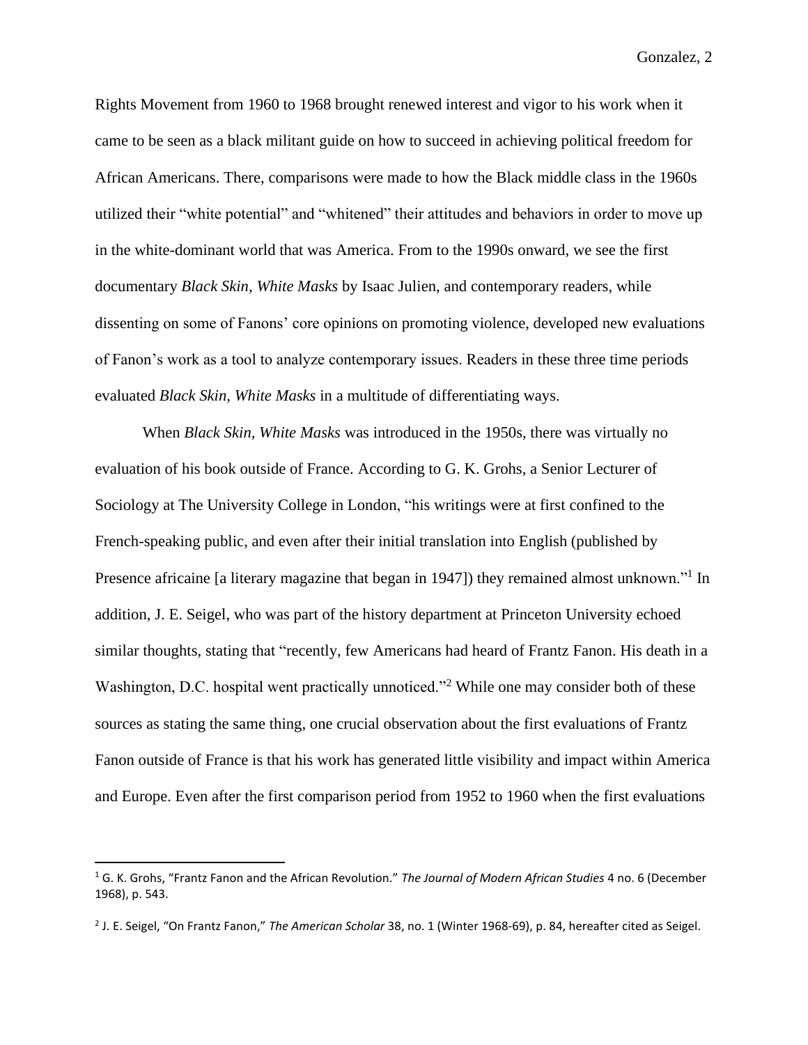Rights Movement from 1960 to 1968 brought renewed interest and vigor to his work when it came to be seen as a black militant guide on how to succeed in achieving political freedom for African Americans. There, comparisons were made to how the Black middle class in the 1960s utilized their "white potential" and "whitened" their attitudes and behaviors in order to move up in the white-dominant world that was America. From to the 1990s onward, we see the first documentary *Black Skin, White Masks* by Isaac Julien, and contemporary readers, while dissenting on some of Fanons' core opinions on promoting violence, developed new evaluations of Fanon's work as a tool to analyze contemporary issues. Readers in these three time periods evaluated *Black Skin, White Masks* in a multitude of differentiating ways.

When *Black Skin, White Masks* was introduced in the 1950s, there was virtually no evaluation of his book outside of France. According to G. K. Grohs, a Senior Lecturer of Sociology at The University College in London, "his writings were at first confined to the French-speaking public, and even after their initial translation into English (published by Presence africaine [a literary magazine that began in 1947]) they remained almost unknown."[1] In addition, J. E. Seigel, who was part of the history department at Princeton University echoed similar thoughts, stating that "recently, few Americans had heard of Frantz Fanon. His death in a Washington, D.C. hospital went practically unnoticed."[2] While one may consider both of these sources as stating the same thing, one crucial observation about the first evaluations of Frantz Fanon outside of France is that his work has generated little visibility and impact within America and Europe. Even after the first comparison period from 1952 to 1960 when the first evaluations

---

[1] G. K. Grohs, "Frantz Fanon and the African Revolution." *The Journal of Modern African Studies* 4 no. 6 (December 1968), p. 543.

[2] J. E. Seigel, "On Frantz Fanon," *The American Scholar* 38, no. 1 (Winter 1968-69), p. 84, hereafter cited as Seigel.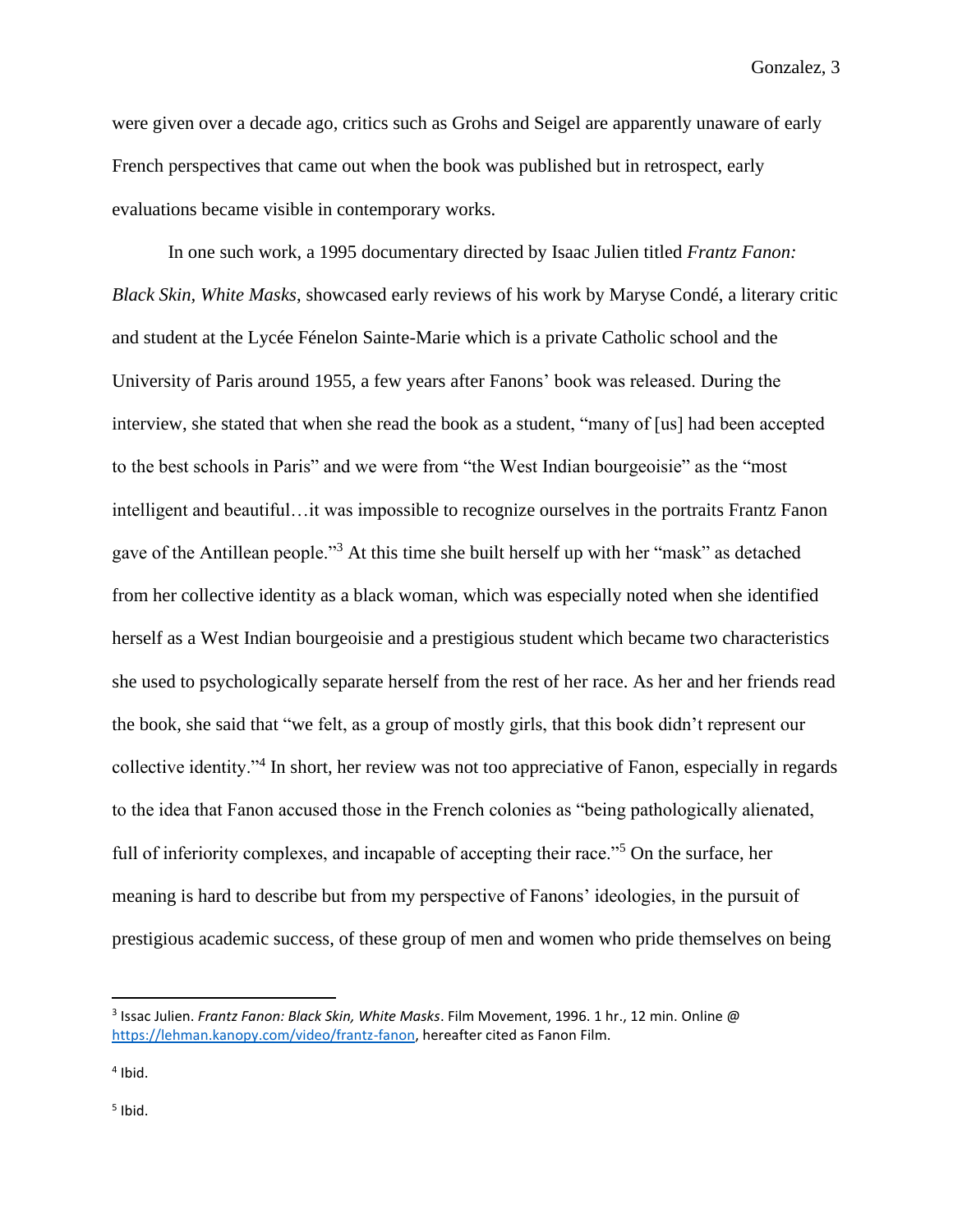were given over a decade ago, critics such as Grohs and Seigel are apparently unaware of early French perspectives that came out when the book was published but in retrospect, early evaluations became visible in contemporary works.

In one such work, a 1995 documentary directed by Isaac Julien titled *Frantz Fanon: Black Skin, White Masks*, showcased early reviews of his work by Maryse Condé, a literary critic and student at the Lycée Fénelon Sainte-Marie which is a private Catholic school and the University of Paris around 1955, a few years after Fanons' book was released. During the interview, she stated that when she read the book as a student, "many of [us] had been accepted to the best schools in Paris" and we were from "the West Indian bourgeoisie" as the "most intelligent and beautiful…it was impossible to recognize ourselves in the portraits Frantz Fanon gave of the Antillean people."[3] At this time she built herself up with her "mask" as detached from her collective identity as a black woman, which was especially noted when she identified herself as a West Indian bourgeoisie and a prestigious student which became two characteristics she used to psychologically separate herself from the rest of her race. As her and her friends read the book, she said that "we felt, as a group of mostly girls, that this book didn't represent our collective identity."[4] In short, her review was not too appreciative of Fanon, especially in regards to the idea that Fanon accused those in the French colonies as "being pathologically alienated, full of inferiority complexes, and incapable of accepting their race."[5] On the surface, her meaning is hard to describe but from my perspective of Fanons' ideologies, in the pursuit of prestigious academic success, of these group of men and women who pride themselves on being

---

[3] Issac Julien. *Frantz Fanon: Black Skin, White Masks*. Film Movement, 1996. 1 hr., 12 min. Online @ https://lehman.kanopy.com/video/frantz-fanon, hereafter cited as Fanon Film.

[4] Ibid.

[5] Ibid.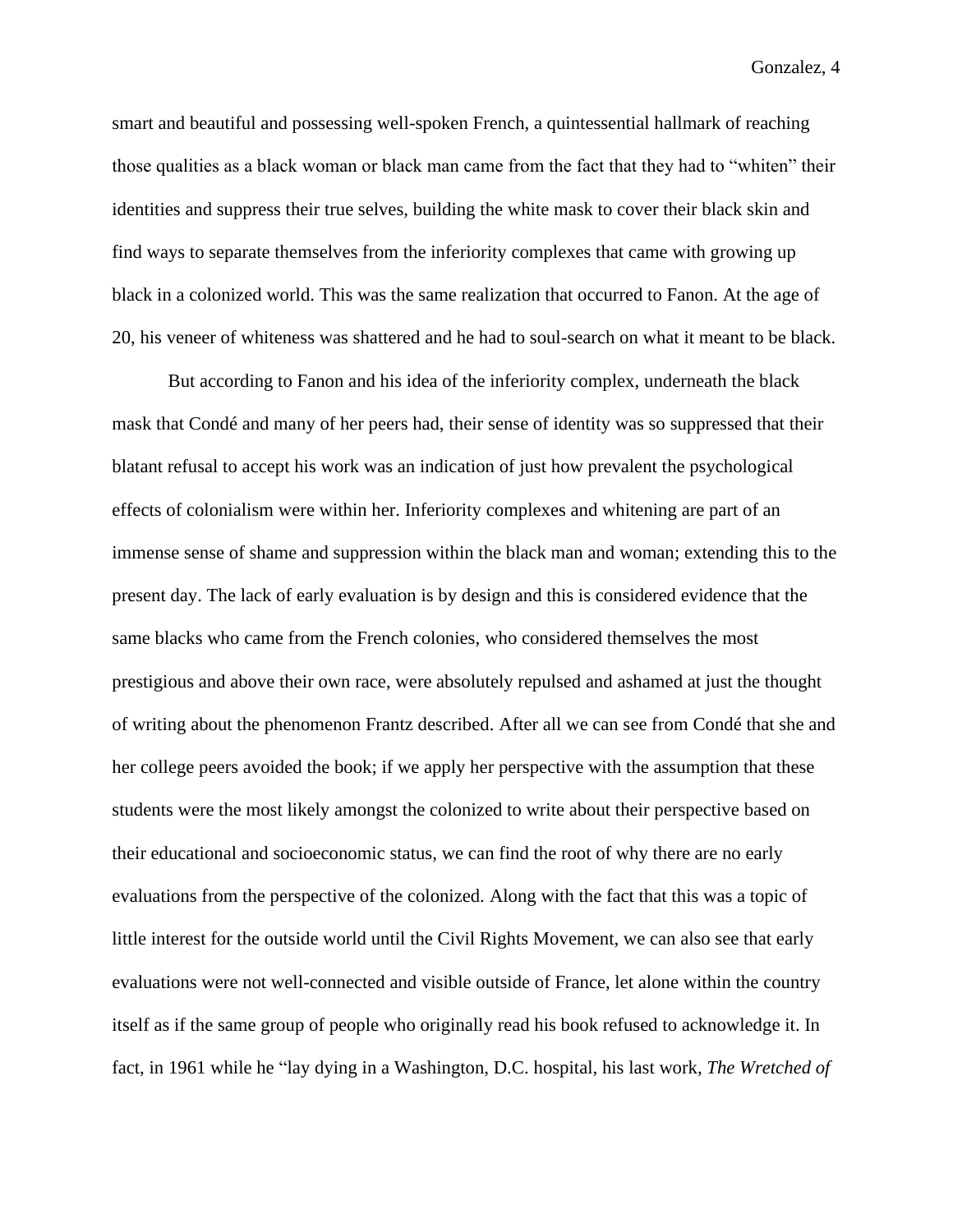smart and beautiful and possessing well-spoken French, a quintessential hallmark of reaching those qualities as a black woman or black man came from the fact that they had to "whiten" their identities and suppress their true selves, building the white mask to cover their black skin and find ways to separate themselves from the inferiority complexes that came with growing up black in a colonized world. This was the same realization that occurred to Fanon. At the age of 20, his veneer of whiteness was shattered and he had to soul-search on what it meant to be black.

But according to Fanon and his idea of the inferiority complex, underneath the black mask that Condé and many of her peers had, their sense of identity was so suppressed that their blatant refusal to accept his work was an indication of just how prevalent the psychological effects of colonialism were within her. Inferiority complexes and whitening are part of an immense sense of shame and suppression within the black man and woman; extending this to the present day. The lack of early evaluation is by design and this is considered evidence that the same blacks who came from the French colonies, who considered themselves the most prestigious and above their own race, were absolutely repulsed and ashamed at just the thought of writing about the phenomenon Frantz described. After all we can see from Condé that she and her college peers avoided the book; if we apply her perspective with the assumption that these students were the most likely amongst the colonized to write about their perspective based on their educational and socioeconomic status, we can find the root of why there are no early evaluations from the perspective of the colonized. Along with the fact that this was a topic of little interest for the outside world until the Civil Rights Movement, we can also see that early evaluations were not well-connected and visible outside of France, let alone within the country itself as if the same group of people who originally read his book refused to acknowledge it. In fact, in 1961 while he "lay dying in a Washington, D.C. hospital, his last work, *The Wretched of*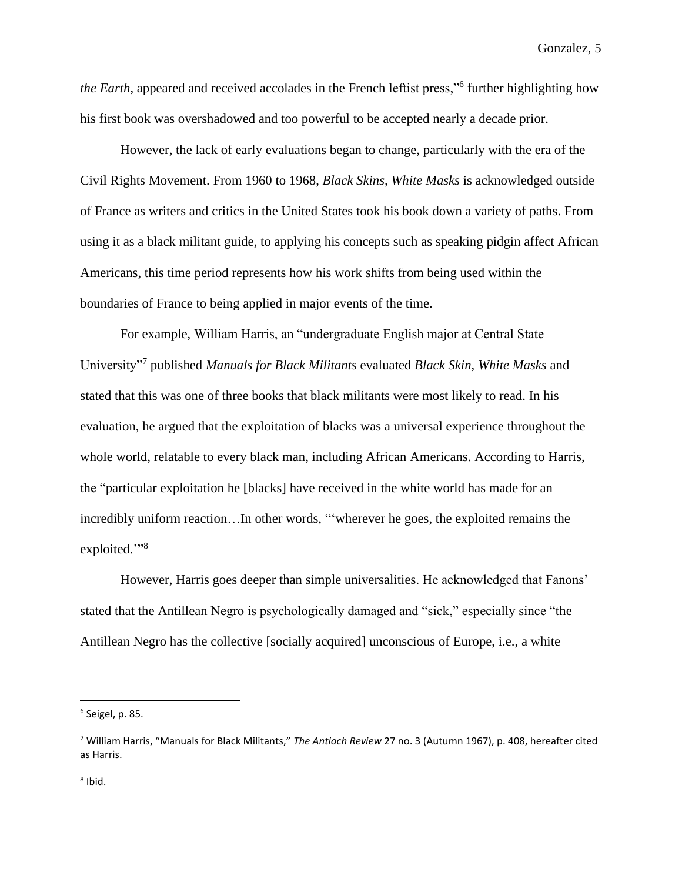*the Earth*, appeared and received accolades in the French leftist press,"[6] further highlighting how his first book was overshadowed and too powerful to be accepted nearly a decade prior.

However, the lack of early evaluations began to change, particularly with the era of the Civil Rights Movement. From 1960 to 1968, *Black Skins, White Masks* is acknowledged outside of France as writers and critics in the United States took his book down a variety of paths. From using it as a black militant guide, to applying his concepts such as speaking pidgin affect African Americans, this time period represents how his work shifts from being used within the boundaries of France to being applied in major events of the time.

For example, William Harris, an "undergraduate English major at Central State University"[7] published *Manuals for Black Militants* evaluated *Black Skin, White Masks* and stated that this was one of three books that black militants were most likely to read. In his evaluation, he argued that the exploitation of blacks was a universal experience throughout the whole world, relatable to every black man, including African Americans. According to Harris, the "particular exploitation he [blacks] have received in the white world has made for an incredibly uniform reaction…In other words, "'wherever he goes, the exploited remains the exploited.'"[8]

However, Harris goes deeper than simple universalities. He acknowledged that Fanons' stated that the Antillean Negro is psychologically damaged and "sick," especially since "the Antillean Negro has the collective [socially acquired] unconscious of Europe, i.e., a white

---

[6] Seigel, p. 85.

[7] William Harris, "Manuals for Black Militants," *The Antioch Review* 27 no. 3 (Autumn 1967), p. 408, hereafter cited as Harris.

[8] Ibid.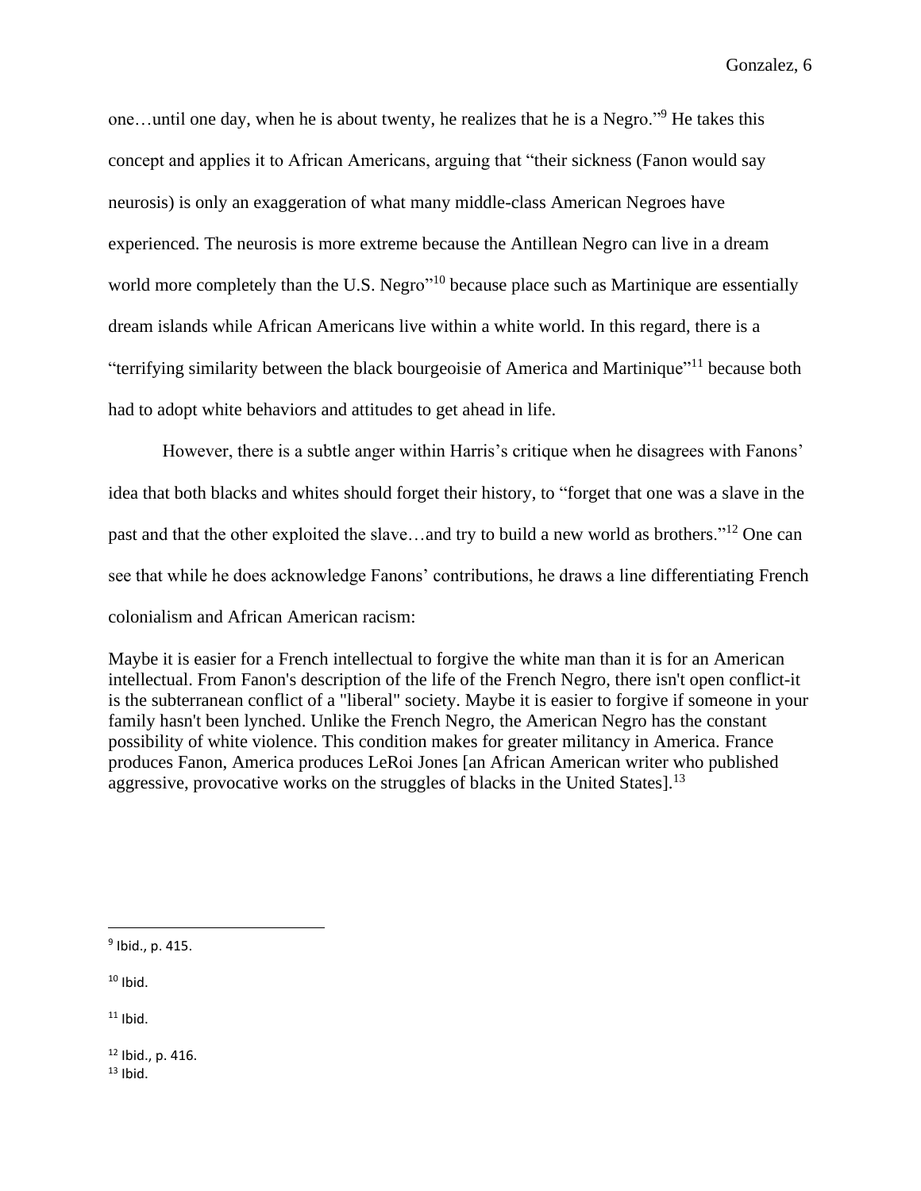one…until one day, when he is about twenty, he realizes that he is a Negro."[9] He takes this concept and applies it to African Americans, arguing that "their sickness (Fanon would say neurosis) is only an exaggeration of what many middle-class American Negroes have experienced. The neurosis is more extreme because the Antillean Negro can live in a dream world more completely than the U.S. Negro"[10] because place such as Martinique are essentially dream islands while African Americans live within a white world. In this regard, there is a "terrifying similarity between the black bourgeoisie of America and Martinique"[11] because both had to adopt white behaviors and attitudes to get ahead in life.

However, there is a subtle anger within Harris's critique when he disagrees with Fanons' idea that both blacks and whites should forget their history, to "forget that one was a slave in the past and that the other exploited the slave…and try to build a new world as brothers."[12] One can see that while he does acknowledge Fanons' contributions, he draws a line differentiating French colonialism and African American racism:

> Maybe it is easier for a French intellectual to forgive the white man than it is for an American intellectual. From Fanon's description of the life of the French Negro, there isn't open conflict-it is the subterranean conflict of a "liberal" society. Maybe it is easier to forgive if someone in your family hasn't been lynched. Unlike the French Negro, the American Negro has the constant possibility of white violence. This condition makes for greater militancy in America. France produces Fanon, America produces LeRoi Jones [an African American writer who published aggressive, provocative works on the struggles of blacks in the United States].[13]

---

[9] Ibid., p. 415.

[10] Ibid.

[11] Ibid.

[12] Ibid., p. 416.

[13] Ibid.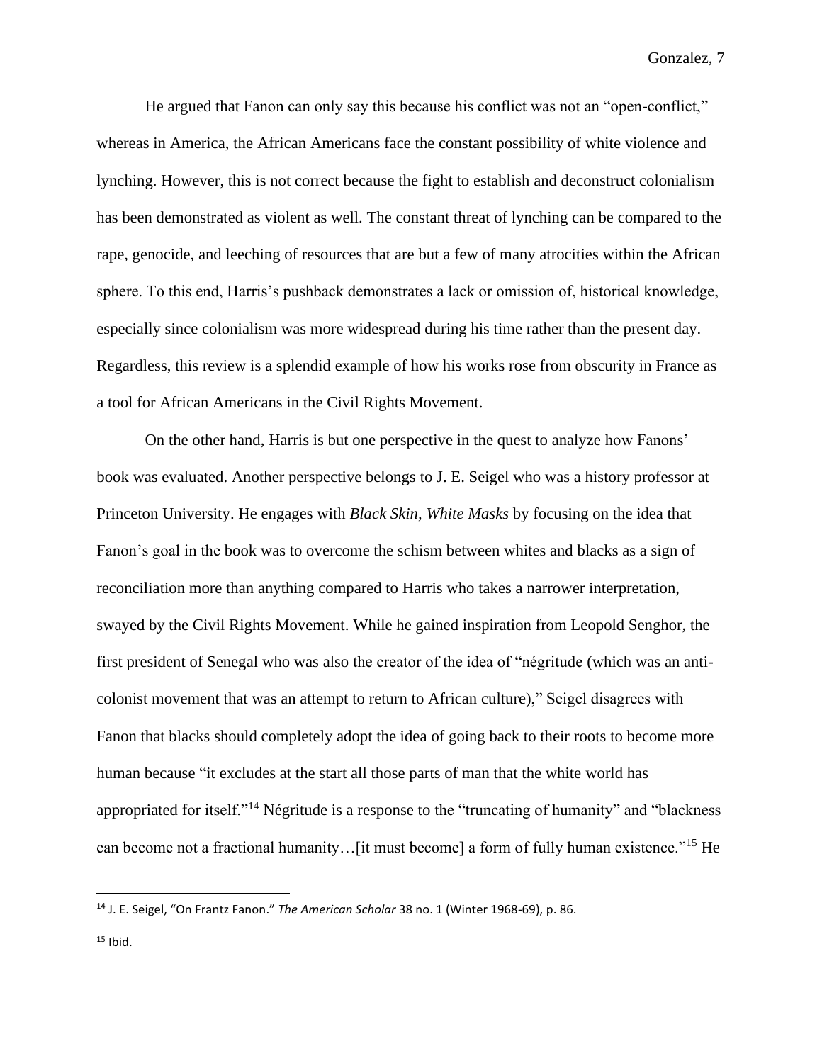He argued that Fanon can only say this because his conflict was not an "open-conflict," whereas in America, the African Americans face the constant possibility of white violence and lynching. However, this is not correct because the fight to establish and deconstruct colonialism has been demonstrated as violent as well. The constant threat of lynching can be compared to the rape, genocide, and leeching of resources that are but a few of many atrocities within the African sphere. To this end, Harris's pushback demonstrates a lack or omission of, historical knowledge, especially since colonialism was more widespread during his time rather than the present day. Regardless, this review is a splendid example of how his works rose from obscurity in France as a tool for African Americans in the Civil Rights Movement.

On the other hand, Harris is but one perspective in the quest to analyze how Fanons' book was evaluated. Another perspective belongs to J. E. Seigel who was a history professor at Princeton University. He engages with *Black Skin, White Masks* by focusing on the idea that Fanon's goal in the book was to overcome the schism between whites and blacks as a sign of reconciliation more than anything compared to Harris who takes a narrower interpretation, swayed by the Civil Rights Movement. While he gained inspiration from Leopold Senghor, the first president of Senegal who was also the creator of the idea of "négritude (which was an anti-colonist movement that was an attempt to return to African culture)," Seigel disagrees with Fanon that blacks should completely adopt the idea of going back to their roots to become more human because "it excludes at the start all those parts of man that the white world has appropriated for itself."[14] Négritude is a response to the "truncating of humanity" and "blackness can become not a fractional humanity…[it must become] a form of fully human existence."[15] He

---

[14] J. E. Seigel, "On Frantz Fanon." *The American Scholar* 38 no. 1 (Winter 1968-69), p. 86.

[15] Ibid.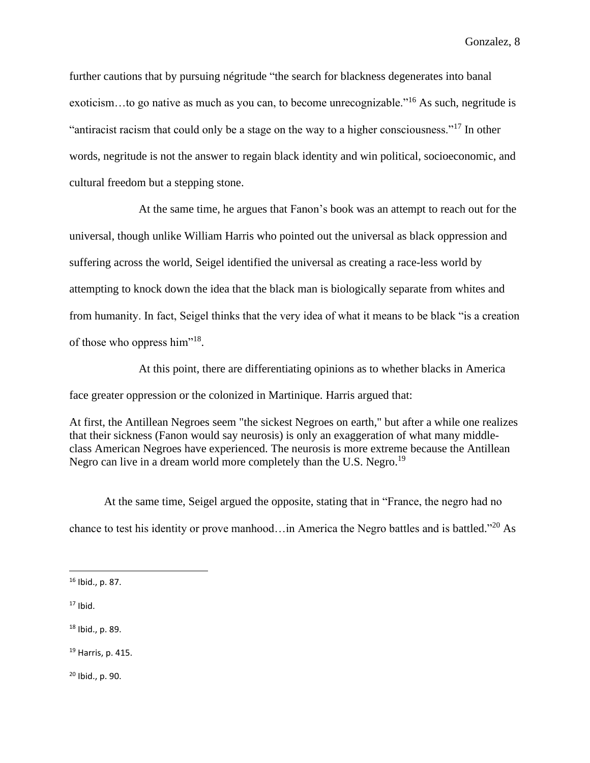further cautions that by pursuing négritude "the search for blackness degenerates into banal exoticism…to go native as much as you can, to become unrecognizable."[16] As such, negritude is "antiracist racism that could only be a stage on the way to a higher consciousness."[17] In other words, negritude is not the answer to regain black identity and win political, socioeconomic, and cultural freedom but a stepping stone.

At the same time, he argues that Fanon's book was an attempt to reach out for the universal, though unlike William Harris who pointed out the universal as black oppression and suffering across the world, Seigel identified the universal as creating a race-less world by attempting to knock down the idea that the black man is biologically separate from whites and from humanity. In fact, Seigel thinks that the very idea of what it means to be black "is a creation of those who oppress him"[18].

At this point, there are differentiating opinions as to whether blacks in America face greater oppression or the colonized in Martinique. Harris argued that:

> At first, the Antillean Negroes seem "the sickest Negroes on earth," but after a while one realizes that their sickness (Fanon would say neurosis) is only an exaggeration of what many middle-class American Negroes have experienced. The neurosis is more extreme because the Antillean Negro can live in a dream world more completely than the U.S. Negro.[19]

At the same time, Seigel argued the opposite, stating that in "France, the negro had no chance to test his identity or prove manhood…in America the Negro battles and is battled."[20] As

---

[16] Ibid., p. 87.

[17] Ibid.

[18] Ibid., p. 89.

[19] Harris, p. 415.

[20] Ibid., p. 90.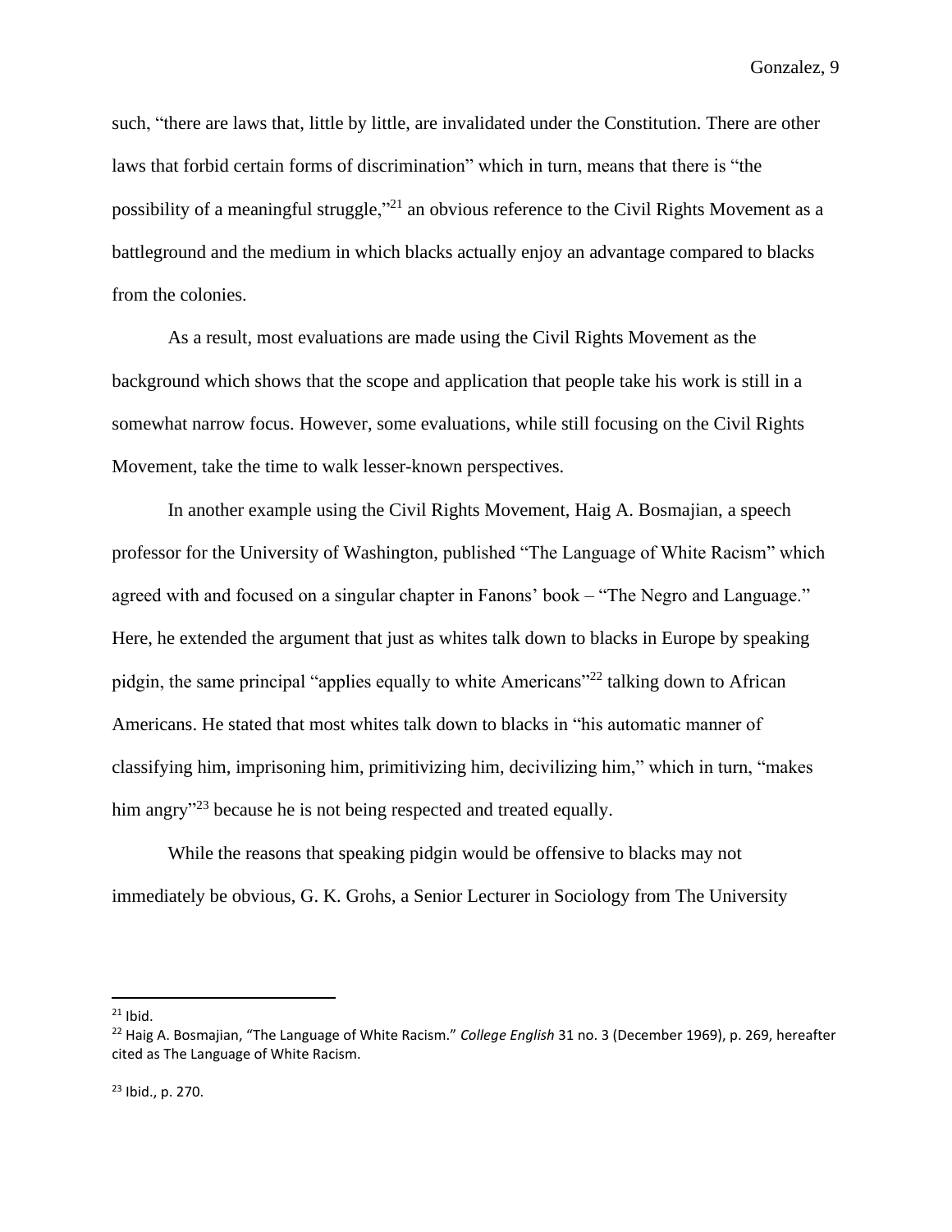such, "there are laws that, little by little, are invalidated under the Constitution. There are other laws that forbid certain forms of discrimination" which in turn, means that there is "the possibility of a meaningful struggle,"[21] an obvious reference to the Civil Rights Movement as a battleground and the medium in which blacks actually enjoy an advantage compared to blacks from the colonies.

As a result, most evaluations are made using the Civil Rights Movement as the background which shows that the scope and application that people take his work is still in a somewhat narrow focus. However, some evaluations, while still focusing on the Civil Rights Movement, take the time to walk lesser-known perspectives.

In another example using the Civil Rights Movement, Haig A. Bosmajian, a speech professor for the University of Washington, published "The Language of White Racism" which agreed with and focused on a singular chapter in Fanons' book – "The Negro and Language." Here, he extended the argument that just as whites talk down to blacks in Europe by speaking pidgin, the same principal "applies equally to white Americans"[22] talking down to African Americans. He stated that most whites talk down to blacks in "his automatic manner of classifying him, imprisoning him, primitivizing him, decivilizing him," which in turn, "makes him angry"[23] because he is not being respected and treated equally.

While the reasons that speaking pidgin would be offensive to blacks may not immediately be obvious, G. K. Grohs, a Senior Lecturer in Sociology from The University

---

[21] Ibid.

[22] Haig A. Bosmajian, "The Language of White Racism." *College English* 31 no. 3 (December 1969), p. 269, hereafter cited as The Language of White Racism.

[23] Ibid., p. 270.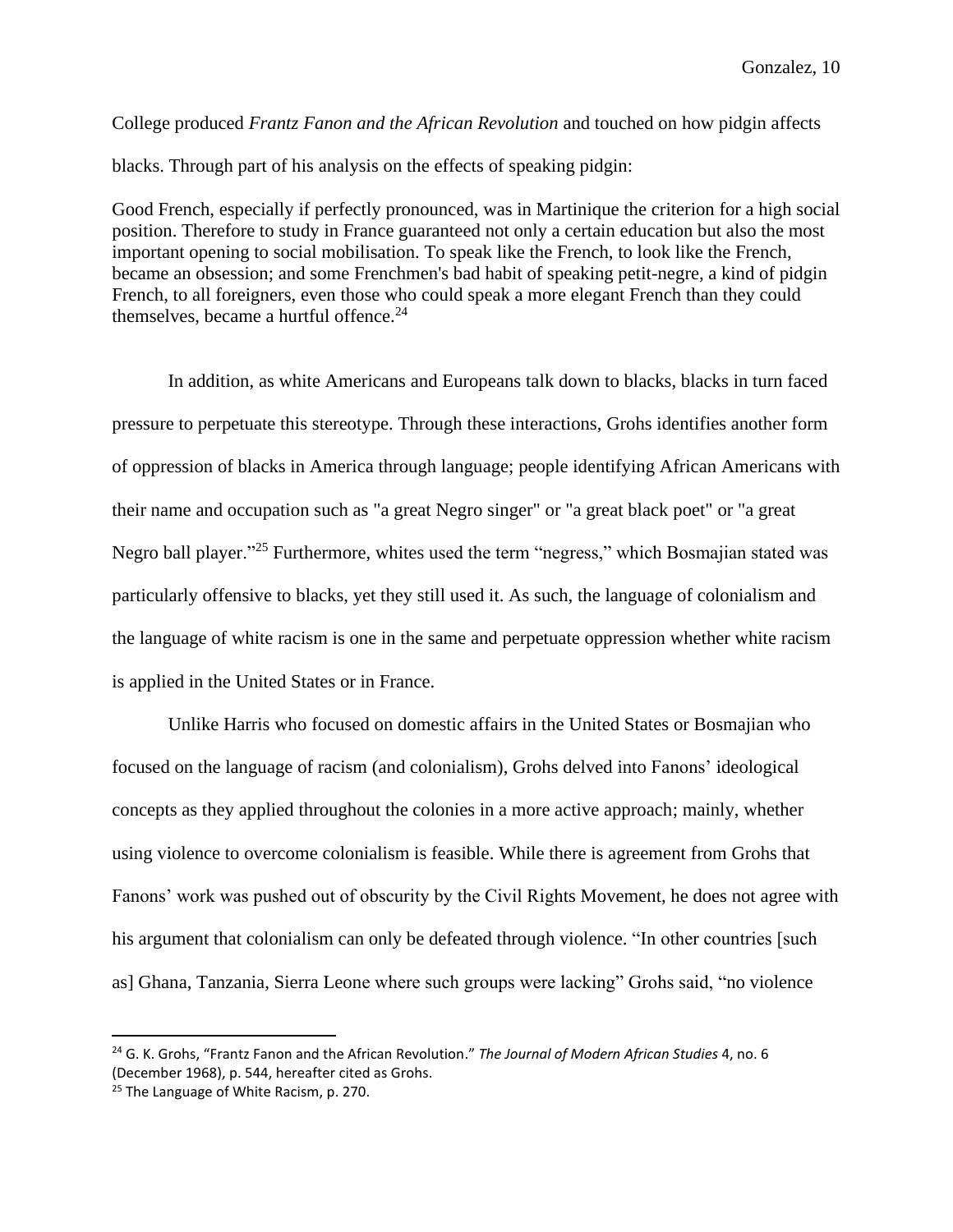College produced *Frantz Fanon and the African Revolution* and touched on how pidgin affects blacks. Through part of his analysis on the effects of speaking pidgin:

> Good French, especially if perfectly pronounced, was in Martinique the criterion for a high social position. Therefore to study in France guaranteed not only a certain education but also the most important opening to social mobilisation. To speak like the French, to look like the French, became an obsession; and some Frenchmen's bad habit of speaking petit-negre, a kind of pidgin French, to all foreigners, even those who could speak a more elegant French than they could themselves, became a hurtful offence.”[24]

In addition, as white Americans and Europeans talk down to blacks, blacks in turn faced pressure to perpetuate this stereotype. Through these interactions, Grohs identifies another form of oppression of blacks in America through language; people identifying African Americans with their name and occupation such as "a great Negro singer" or "a great black poet" or "a great Negro ball player."[25] Furthermore, whites used the term “negress,” which Bosmajian stated was particularly offensive to blacks, yet they still used it. As such, the language of colonialism and the language of white racism is one in the same and perpetuate oppression whether white racism is applied in the United States or in France.

Unlike Harris who focused on domestic affairs in the United States or Bosmajian who focused on the language of racism (and colonialism), Grohs delved into Fanons’ ideological concepts as they applied throughout the colonies in a more active approach; mainly, whether using violence to overcome colonialism is feasible. While there is agreement from Grohs that Fanons’ work was pushed out of obscurity by the Civil Rights Movement, he does not agree with his argument that colonialism can only be defeated through violence. “In other countries [such as] Ghana, Tanzania, Sierra Leone where such groups were lacking” Grohs said, “no violence

---

[24] G. K. Grohs, “Frantz Fanon and the African Revolution.” *The Journal of Modern African Studies* 4, no. 6 (December 1968), p. 544, hereafter cited as Grohs.

[25] The Language of White Racism, p. 270.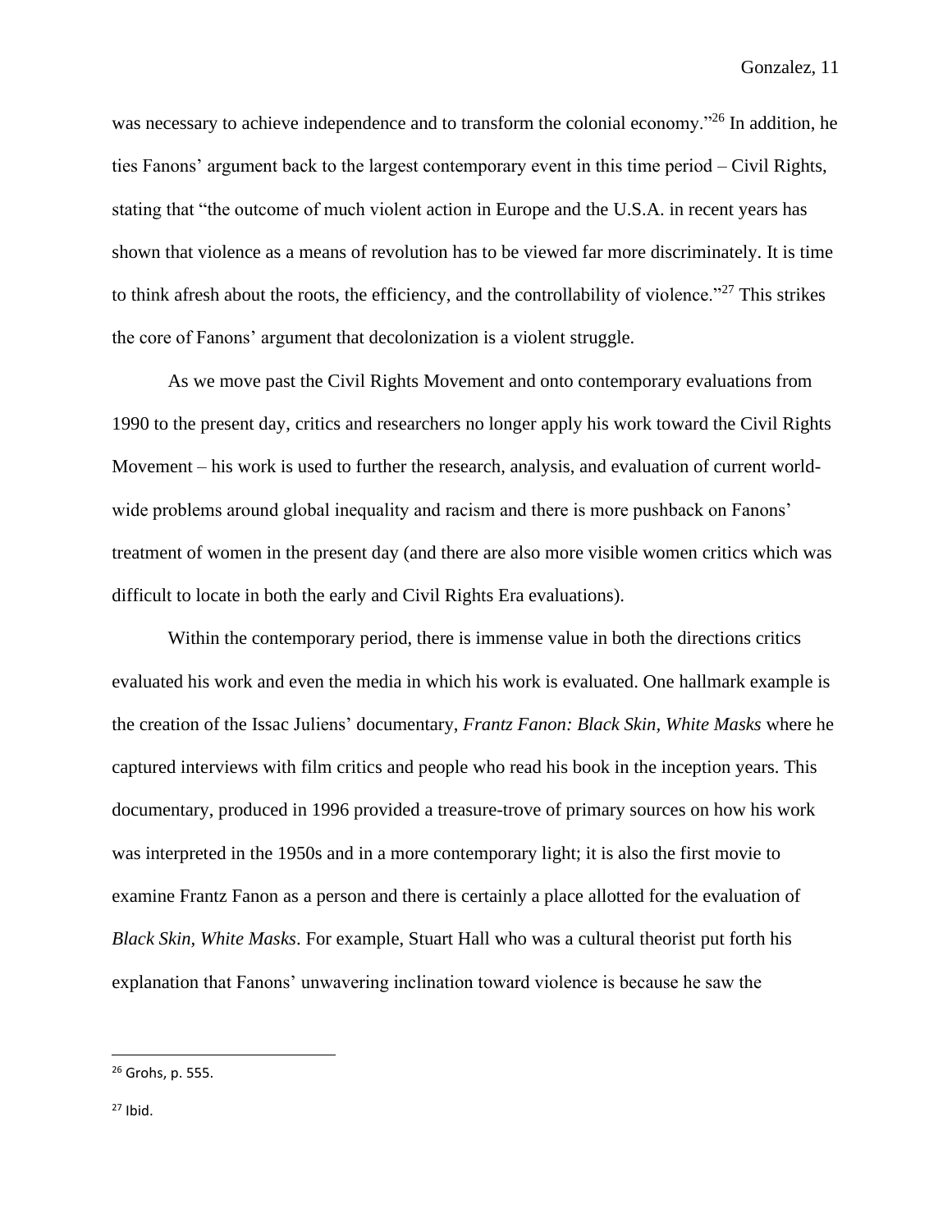was necessary to achieve independence and to transform the colonial economy."[26] In addition, he ties Fanons' argument back to the largest contemporary event in this time period – Civil Rights, stating that "the outcome of much violent action in Europe and the U.S.A. in recent years has shown that violence as a means of revolution has to be viewed far more discriminately. It is time to think afresh about the roots, the efficiency, and the controllability of violence."[27] This strikes the core of Fanons' argument that decolonization is a violent struggle.

As we move past the Civil Rights Movement and onto contemporary evaluations from 1990 to the present day, critics and researchers no longer apply his work toward the Civil Rights Movement – his work is used to further the research, analysis, and evaluation of current world-wide problems around global inequality and racism and there is more pushback on Fanons' treatment of women in the present day (and there are also more visible women critics which was difficult to locate in both the early and Civil Rights Era evaluations).

Within the contemporary period, there is immense value in both the directions critics evaluated his work and even the media in which his work is evaluated. One hallmark example is the creation of the Issac Juliens' documentary, *Frantz Fanon: Black Skin, White Masks* where he captured interviews with film critics and people who read his book in the inception years. This documentary, produced in 1996 provided a treasure-trove of primary sources on how his work was interpreted in the 1950s and in a more contemporary light; it is also the first movie to examine Frantz Fanon as a person and there is certainly a place allotted for the evaluation of *Black Skin, White Masks*. For example, Stuart Hall who was a cultural theorist put forth his explanation that Fanons' unwavering inclination toward violence is because he saw the

---

[26] Grohs, p. 555.

[27] Ibid.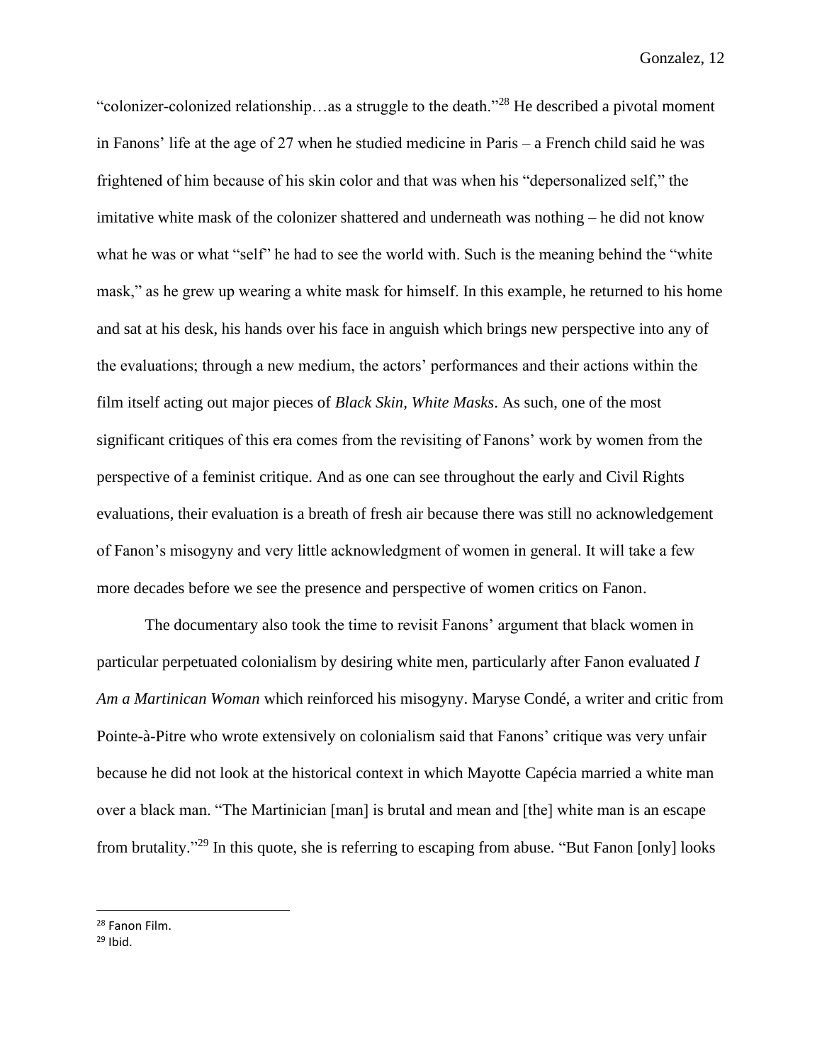"colonizer-colonized relationship…as a struggle to the death."[28] He described a pivotal moment in Fanons' life at the age of 27 when he studied medicine in Paris – a French child said he was frightened of him because of his skin color and that was when his "depersonalized self," the imitative white mask of the colonizer shattered and underneath was nothing – he did not know what he was or what "self" he had to see the world with. Such is the meaning behind the "white mask," as he grew up wearing a white mask for himself. In this example, he returned to his home and sat at his desk, his hands over his face in anguish which brings new perspective into any of the evaluations; through a new medium, the actors' performances and their actions within the film itself acting out major pieces of *Black Skin, White Masks*. As such, one of the most significant critiques of this era comes from the revisiting of Fanons' work by women from the perspective of a feminist critique. And as one can see throughout the early and Civil Rights evaluations, their evaluation is a breath of fresh air because there was still no acknowledgement of Fanon's misogyny and very little acknowledgment of women in general. It will take a few more decades before we see the presence and perspective of women critics on Fanon.

The documentary also took the time to revisit Fanons' argument that black women in particular perpetuated colonialism by desiring white men, particularly after Fanon evaluated *I Am a Martinican Woman* which reinforced his misogyny. Maryse Condé, a writer and critic from Pointe-à-Pitre who wrote extensively on colonialism said that Fanons' critique was very unfair because he did not look at the historical context in which Mayotte Capécia married a white man over a black man. "The Martinician [man] is brutal and mean and [the] white man is an escape from brutality."[29] In this quote, she is referring to escaping from abuse. "But Fanon [only] looks

[28] Fanon Film.

[29] Ibid.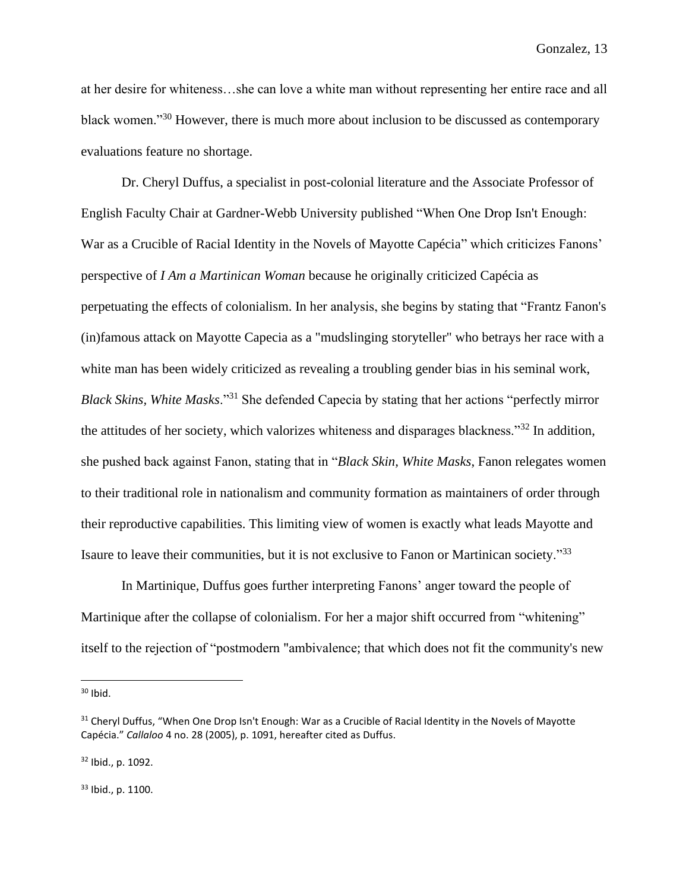at her desire for whiteness…she can love a white man without representing her entire race and all black women."[30] However, there is much more about inclusion to be discussed as contemporary evaluations feature no shortage.

Dr. Cheryl Duffus, a specialist in post-colonial literature and the Associate Professor of English Faculty Chair at Gardner-Webb University published "When One Drop Isn't Enough: War as a Crucible of Racial Identity in the Novels of Mayotte Capécia" which criticizes Fanons' perspective of *I Am a Martinican Woman* because he originally criticized Capécia as perpetuating the effects of colonialism. In her analysis, she begins by stating that "Frantz Fanon's (in)famous attack on Mayotte Capecia as a "mudslinging storyteller" who betrays her race with a white man has been widely criticized as revealing a troubling gender bias in his seminal work, *Black Skins, White Masks*."[31] She defended Capecia by stating that her actions "perfectly mirror the attitudes of her society, which valorizes whiteness and disparages blackness."[32] In addition, she pushed back against Fanon, stating that in "*Black Skin, White Masks*, Fanon relegates women to their traditional role in nationalism and community formation as maintainers of order through their reproductive capabilities. This limiting view of women is exactly what leads Mayotte and Isaure to leave their communities, but it is not exclusive to Fanon or Martinican society."[33]

In Martinique, Duffus goes further interpreting Fanons' anger toward the people of Martinique after the collapse of colonialism. For her a major shift occurred from "whitening" itself to the rejection of "postmodern "ambivalence; that which does not fit the community's new

---

[30] Ibid.

[31] Cheryl Duffus, "When One Drop Isn't Enough: War as a Crucible of Racial Identity in the Novels of Mayotte Capécia." *Callaloo* 4 no. 28 (2005), p. 1091, hereafter cited as Duffus.

[32] Ibid., p. 1092.

[33] Ibid., p. 1100.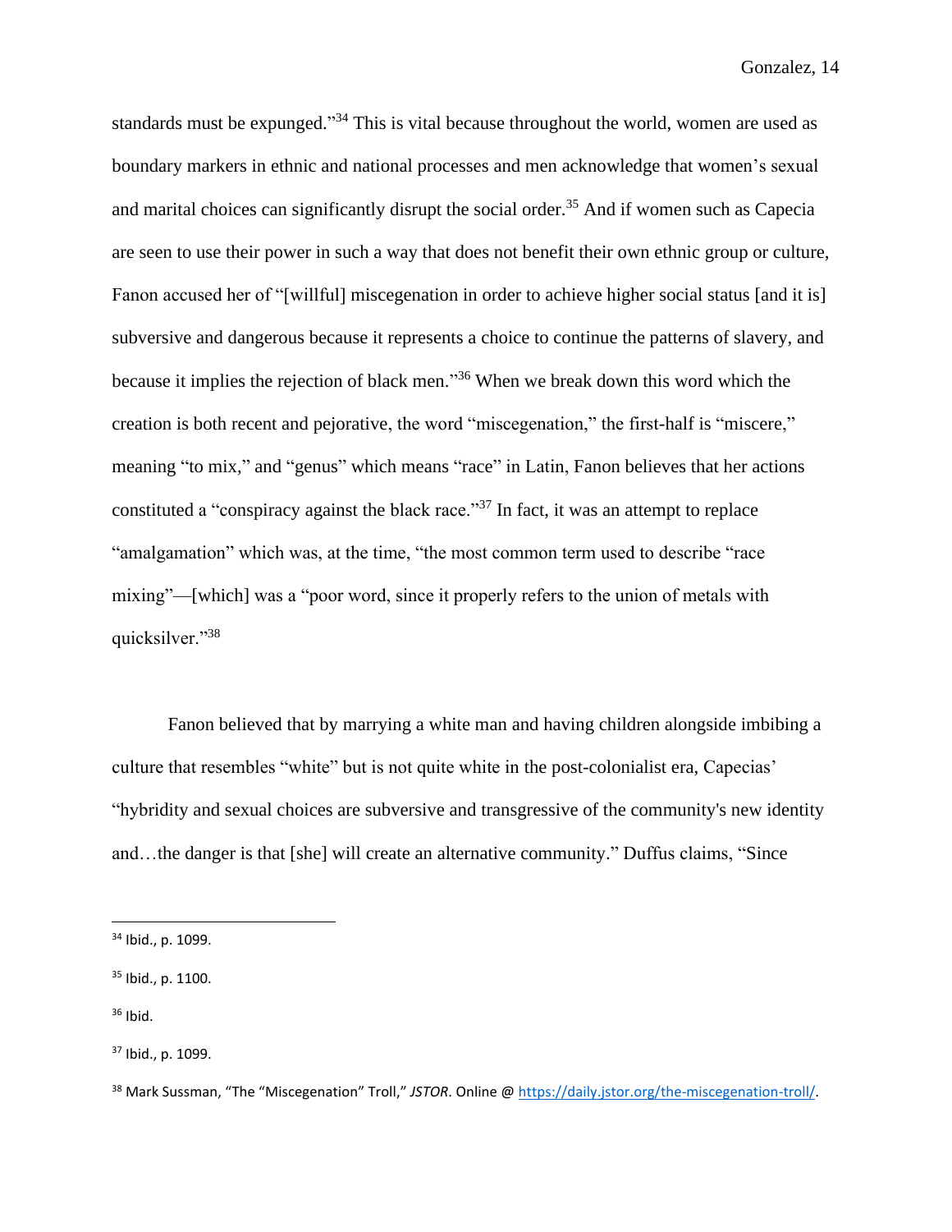standards must be expunged."[34] This is vital because throughout the world, women are used as boundary markers in ethnic and national processes and men acknowledge that women's sexual and marital choices can significantly disrupt the social order.[35] And if women such as Capecia are seen to use their power in such a way that does not benefit their own ethnic group or culture, Fanon accused her of "[willful] miscegenation in order to achieve higher social status [and it is] subversive and dangerous because it represents a choice to continue the patterns of slavery, and because it implies the rejection of black men."[36] When we break down this word which the creation is both recent and pejorative, the word "miscegenation," the first-half is "miscere," meaning "to mix," and "genus" which means "race" in Latin, Fanon believes that her actions constituted a "conspiracy against the black race."[37] In fact, it was an attempt to replace "amalgamation" which was, at the time, "the most common term used to describe "race mixing"—[which] was a "poor word, since it properly refers to the union of metals with quicksilver."[38]

Fanon believed that by marrying a white man and having children alongside imbibing a culture that resembles "white" but is not quite white in the post-colonialist era, Capecias' "hybridity and sexual choices are subversive and transgressive of the community's new identity and…the danger is that [she] will create an alternative community." Duffus claims, "Since

---

[34] Ibid., p. 1099.

[35] Ibid., p. 1100.

[36] Ibid.

[37] Ibid., p. 1099.

[38] Mark Sussman, "The "Miscegenation" Troll," *JSTOR*. Online @ https://daily.jstor.org/the-miscegenation-troll/.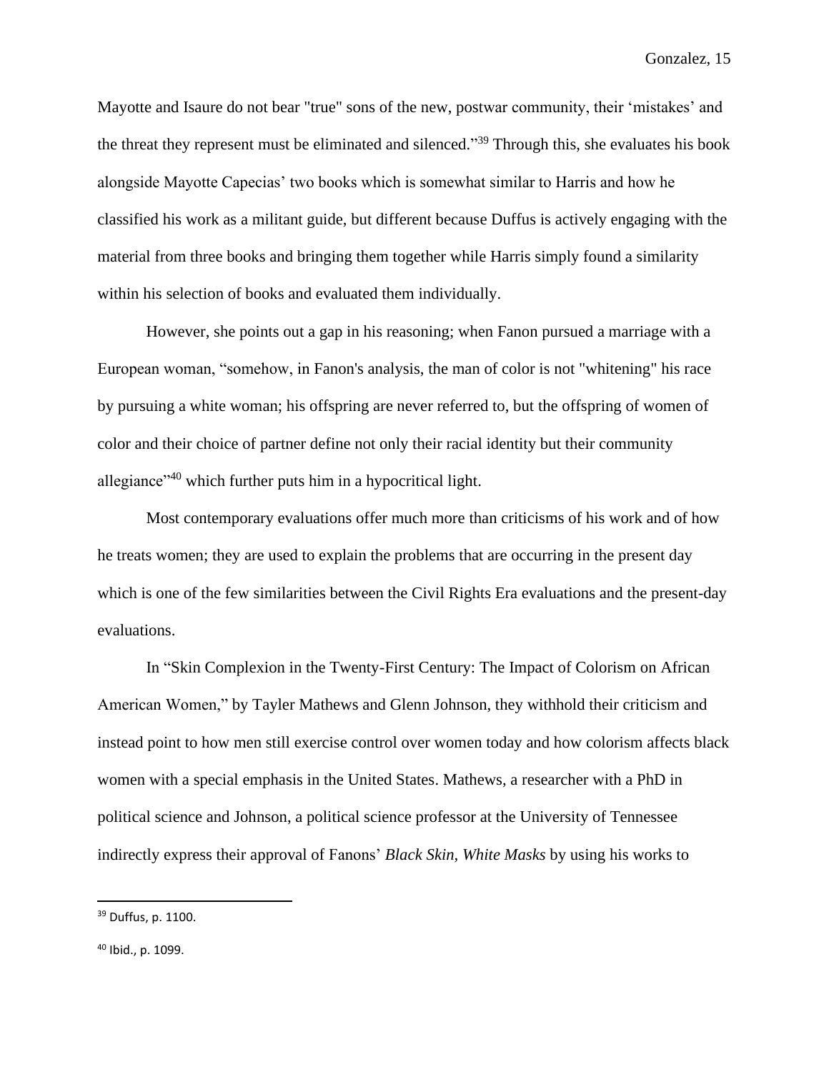Mayotte and Isaure do not bear "true" sons of the new, postwar community, their 'mistakes' and the threat they represent must be eliminated and silenced."[39] Through this, she evaluates his book alongside Mayotte Capecias' two books which is somewhat similar to Harris and how he classified his work as a militant guide, but different because Duffus is actively engaging with the material from three books and bringing them together while Harris simply found a similarity within his selection of books and evaluated them individually.

However, she points out a gap in his reasoning; when Fanon pursued a marriage with a European woman, "somehow, in Fanon's analysis, the man of color is not "whitening" his race by pursuing a white woman; his offspring are never referred to, but the offspring of women of color and their choice of partner define not only their racial identity but their community allegiance"[40] which further puts him in a hypocritical light.

Most contemporary evaluations offer much more than criticisms of his work and of how he treats women; they are used to explain the problems that are occurring in the present day which is one of the few similarities between the Civil Rights Era evaluations and the present-day evaluations.

In "Skin Complexion in the Twenty-First Century: The Impact of Colorism on African American Women," by Tayler Mathews and Glenn Johnson, they withhold their criticism and instead point to how men still exercise control over women today and how colorism affects black women with a special emphasis in the United States. Mathews, a researcher with a PhD in political science and Johnson, a political science professor at the University of Tennessee indirectly express their approval of Fanons' *Black Skin, White Masks* by using his works to

---

[39] Duffus, p. 1100.

[40] Ibid., p. 1099.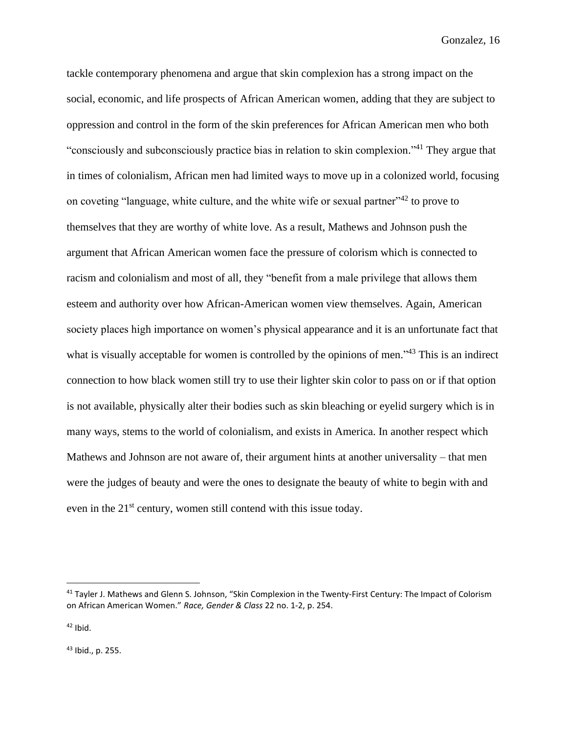tackle contemporary phenomena and argue that skin complexion has a strong impact on the social, economic, and life prospects of African American women, adding that they are subject to oppression and control in the form of the skin preferences for African American men who both "consciously and subconsciously practice bias in relation to skin complexion."[41] They argue that in times of colonialism, African men had limited ways to move up in a colonized world, focusing on coveting "language, white culture, and the white wife or sexual partner"[42] to prove to themselves that they are worthy of white love. As a result, Mathews and Johnson push the argument that African American women face the pressure of colorism which is connected to racism and colonialism and most of all, they "benefit from a male privilege that allows them esteem and authority over how African-American women view themselves. Again, American society places high importance on women's physical appearance and it is an unfortunate fact that what is visually acceptable for women is controlled by the opinions of men."[43] This is an indirect connection to how black women still try to use their lighter skin color to pass on or if that option is not available, physically alter their bodies such as skin bleaching or eyelid surgery which is in many ways, stems to the world of colonialism, and exists in America. In another respect which Mathews and Johnson are not aware of, their argument hints at another universality – that men were the judges of beauty and were the ones to designate the beauty of white to begin with and even in the 21st century, women still contend with this issue today.

---

[41] Tayler J. Mathews and Glenn S. Johnson, "Skin Complexion in the Twenty-First Century: The Impact of Colorism on African American Women." *Race, Gender & Class* 22 no. 1-2, p. 254.

[42] Ibid.

[43] Ibid., p. 255.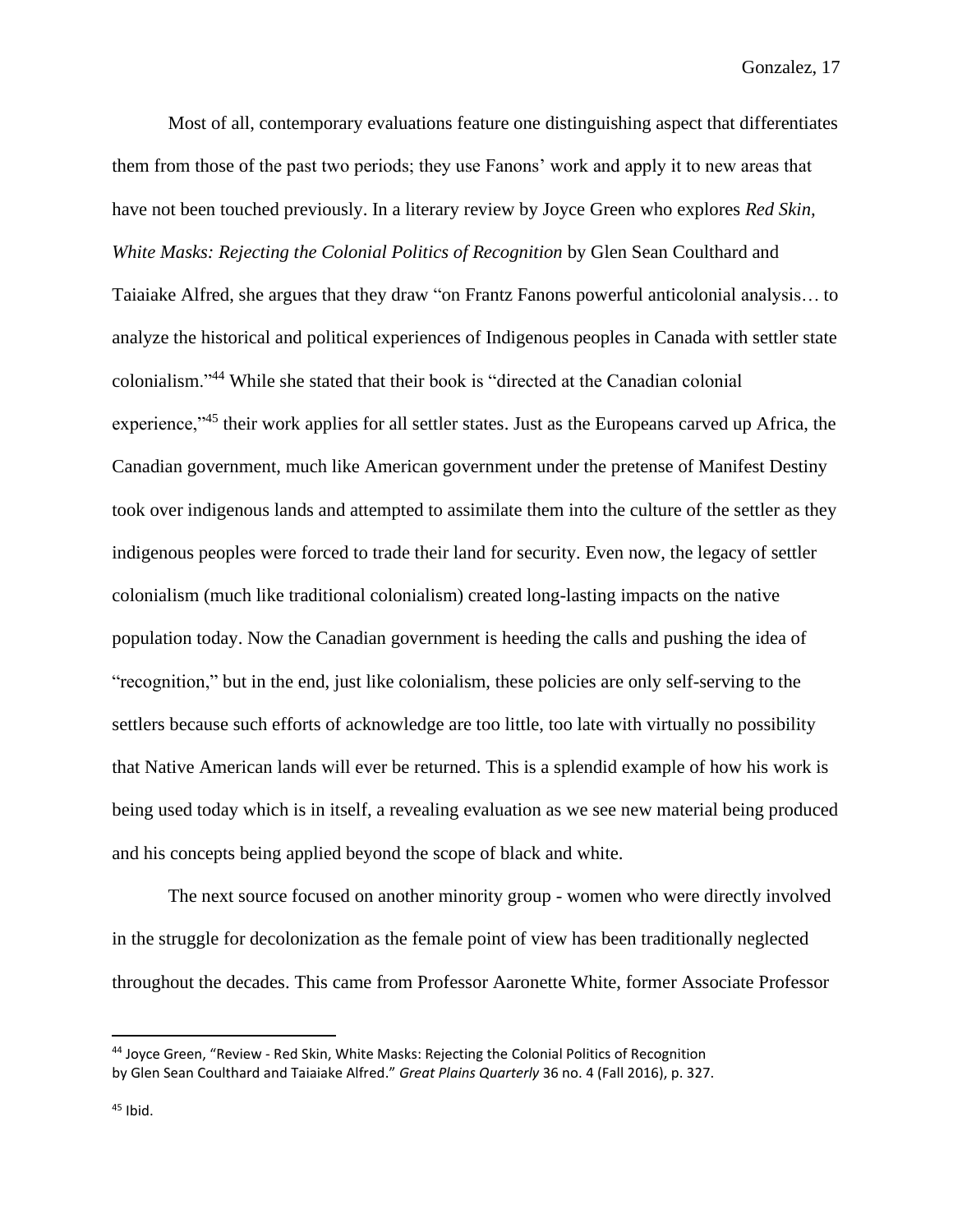Most of all, contemporary evaluations feature one distinguishing aspect that differentiates them from those of the past two periods; they use Fanons' work and apply it to new areas that have not been touched previously. In a literary review by Joyce Green who explores *Red Skin, White Masks: Rejecting the Colonial Politics of Recognition* by Glen Sean Coulthard and Taiaiake Alfred, she argues that they draw "on Frantz Fanons powerful anticolonial analysis… to analyze the historical and political experiences of Indigenous peoples in Canada with settler state colonialism."[44] While she stated that their book is "directed at the Canadian colonial experience,"[45] their work applies for all settler states. Just as the Europeans carved up Africa, the Canadian government, much like American government under the pretense of Manifest Destiny took over indigenous lands and attempted to assimilate them into the culture of the settler as they indigenous peoples were forced to trade their land for security. Even now, the legacy of settler colonialism (much like traditional colonialism) created long-lasting impacts on the native population today. Now the Canadian government is heeding the calls and pushing the idea of "recognition," but in the end, just like colonialism, these policies are only self-serving to the settlers because such efforts of acknowledge are too little, too late with virtually no possibility that Native American lands will ever be returned. This is a splendid example of how his work is being used today which is in itself, a revealing evaluation as we see new material being produced and his concepts being applied beyond the scope of black and white.

The next source focused on another minority group - women who were directly involved in the struggle for decolonization as the female point of view has been traditionally neglected throughout the decades. This came from Professor Aaronette White, former Associate Professor

---

[44] Joyce Green, "Review - Red Skin, White Masks: Rejecting the Colonial Politics of Recognition by Glen Sean Coulthard and Taiaiake Alfred." *Great Plains Quarterly* 36 no. 4 (Fall 2016), p. 327.

[45] Ibid.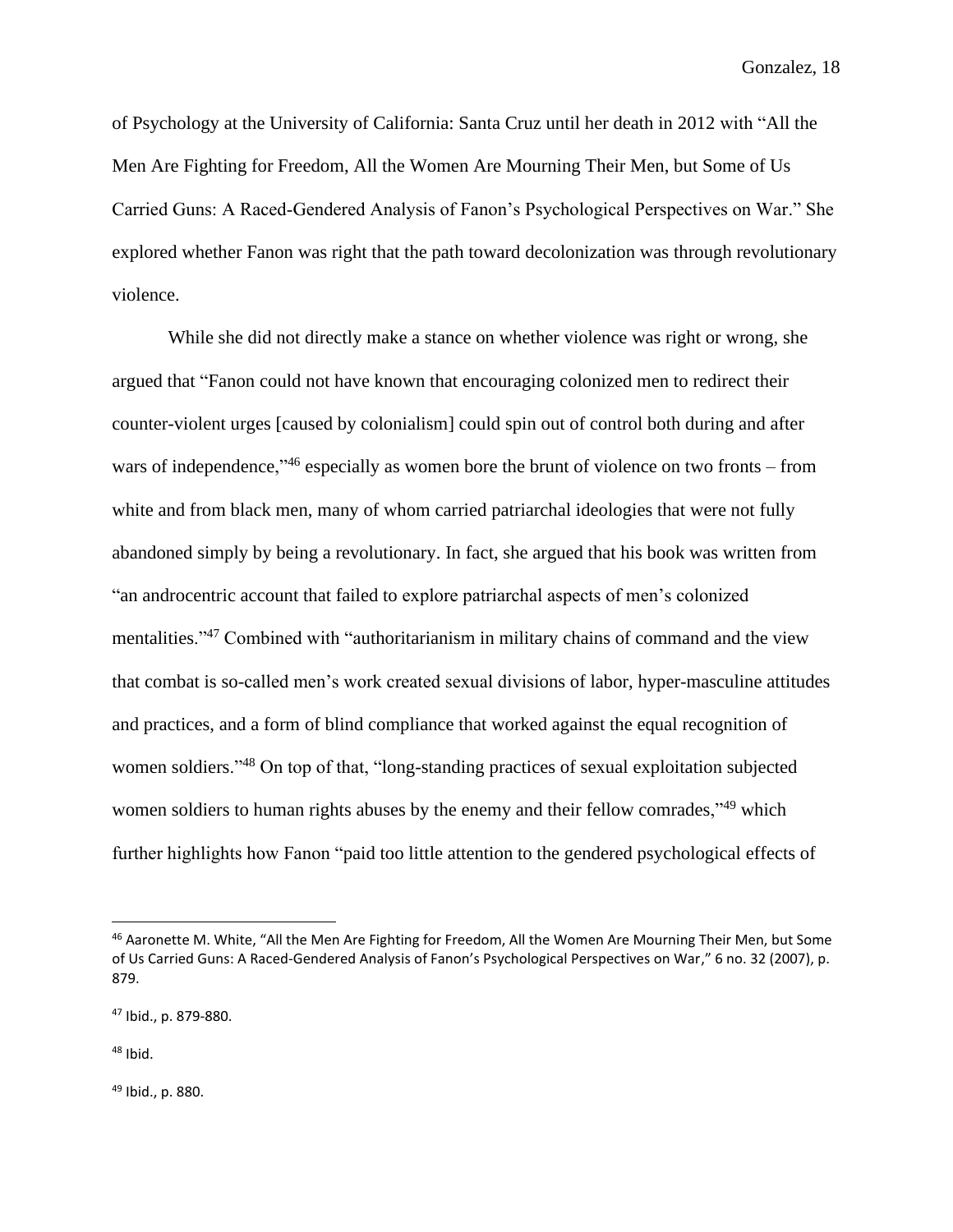of Psychology at the University of California: Santa Cruz until her death in 2012 with "All the Men Are Fighting for Freedom, All the Women Are Mourning Their Men, but Some of Us Carried Guns: A Raced-Gendered Analysis of Fanon's Psychological Perspectives on War." She explored whether Fanon was right that the path toward decolonization was through revolutionary violence.

While she did not directly make a stance on whether violence was right or wrong, she argued that "Fanon could not have known that encouraging colonized men to redirect their counter-violent urges [caused by colonialism] could spin out of control both during and after wars of independence,"[46] especially as women bore the brunt of violence on two fronts – from white and from black men, many of whom carried patriarchal ideologies that were not fully abandoned simply by being a revolutionary. In fact, she argued that his book was written from "an androcentric account that failed to explore patriarchal aspects of men's colonized mentalities."[47] Combined with "authoritarianism in military chains of command and the view that combat is so-called men's work created sexual divisions of labor, hyper-masculine attitudes and practices, and a form of blind compliance that worked against the equal recognition of women soldiers."[48] On top of that, "long-standing practices of sexual exploitation subjected women soldiers to human rights abuses by the enemy and their fellow comrades,"[49] which further highlights how Fanon "paid too little attention to the gendered psychological effects of

---

[46] Aaronette M. White, "All the Men Are Fighting for Freedom, All the Women Are Mourning Their Men, but Some of Us Carried Guns: A Raced-Gendered Analysis of Fanon's Psychological Perspectives on War," 6 no. 32 (2007), p. 879.

[47] Ibid., p. 879-880.

[48] Ibid.

[49] Ibid., p. 880.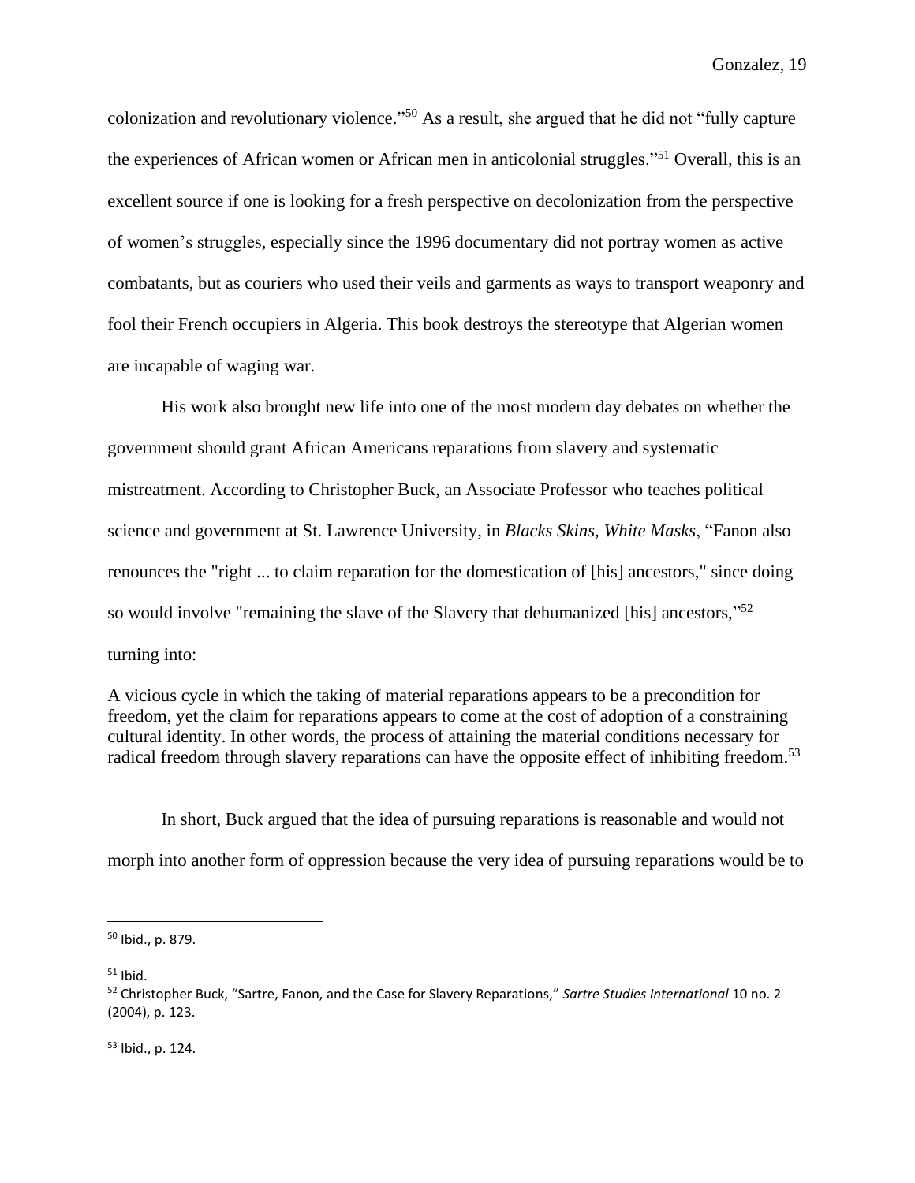colonization and revolutionary violence."[50] As a result, she argued that he did not "fully capture the experiences of African women or African men in anticolonial struggles."[51] Overall, this is an excellent source if one is looking for a fresh perspective on decolonization from the perspective of women's struggles, especially since the 1996 documentary did not portray women as active combatants, but as couriers who used their veils and garments as ways to transport weaponry and fool their French occupiers in Algeria. This book destroys the stereotype that Algerian women are incapable of waging war.

His work also brought new life into one of the most modern day debates on whether the government should grant African Americans reparations from slavery and systematic mistreatment. According to Christopher Buck, an Associate Professor who teaches political science and government at St. Lawrence University, in *Blacks Skins, White Masks*, "Fanon also renounces the "right ... to claim reparation for the domestication of [his] ancestors," since doing so would involve "remaining the slave of the Slavery that dehumanized [his] ancestors,"[52] turning into:

> A vicious cycle in which the taking of material reparations appears to be a precondition for freedom, yet the claim for reparations appears to come at the cost of adoption of a constraining cultural identity. In other words, the process of attaining the material conditions necessary for radical freedom through slavery reparations can have the opposite effect of inhibiting freedom.[53]

In short, Buck argued that the idea of pursuing reparations is reasonable and would not morph into another form of oppression because the very idea of pursuing reparations would be to

---

[50] Ibid., p. 879.

[51] Ibid.

[52] Christopher Buck, "Sartre, Fanon, and the Case for Slavery Reparations," *Sartre Studies International* 10 no. 2 (2004), p. 123.

[53] Ibid., p. 124.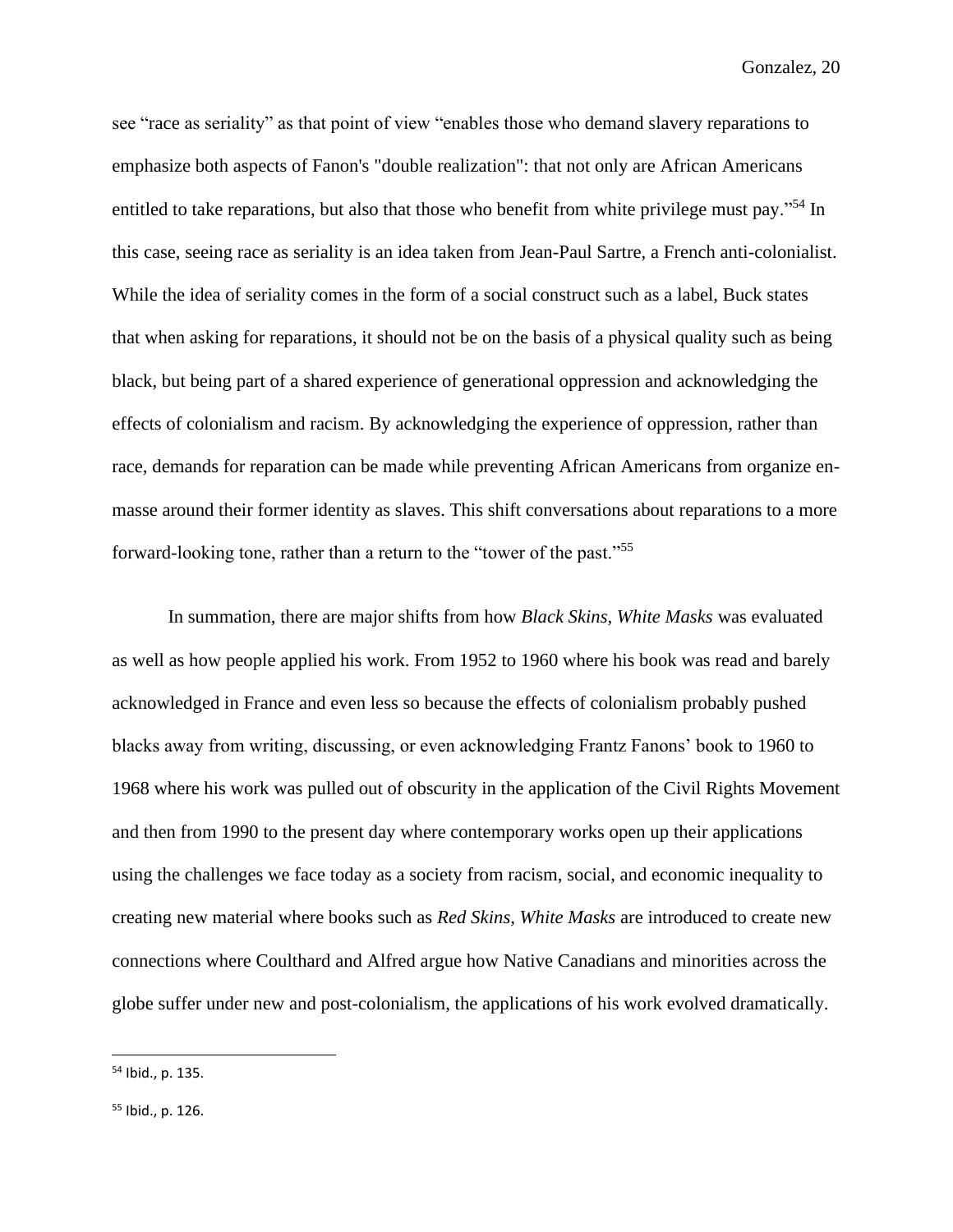see “race as seriality” as that point of view “enables those who demand slavery reparations to emphasize both aspects of Fanon's "double realization": that not only are African Americans entitled to take reparations, but also that those who benefit from white privilege must pay.”[54] In this case, seeing race as seriality is an idea taken from Jean-Paul Sartre, a French anti-colonialist. While the idea of seriality comes in the form of a social construct such as a label, Buck states that when asking for reparations, it should not be on the basis of a physical quality such as being black, but being part of a shared experience of generational oppression and acknowledging the effects of colonialism and racism. By acknowledging the experience of oppression, rather than race, demands for reparation can be made while preventing African Americans from organize en-masse around their former identity as slaves. This shift conversations about reparations to a more forward-looking tone, rather than a return to the “tower of the past.”[55]

In summation, there are major shifts from how *Black Skins, White Masks* was evaluated as well as how people applied his work. From 1952 to 1960 where his book was read and barely acknowledged in France and even less so because the effects of colonialism probably pushed blacks away from writing, discussing, or even acknowledging Frantz Fanons’ book to 1960 to 1968 where his work was pulled out of obscurity in the application of the Civil Rights Movement and then from 1990 to the present day where contemporary works open up their applications using the challenges we face today as a society from racism, social, and economic inequality to creating new material where books such as *Red Skins, White Masks* are introduced to create new connections where Coulthard and Alfred argue how Native Canadians and minorities across the globe suffer under new and post-colonialism, the applications of his work evolved dramatically.

---

[54] Ibid., p. 135.

[55] Ibid., p. 126.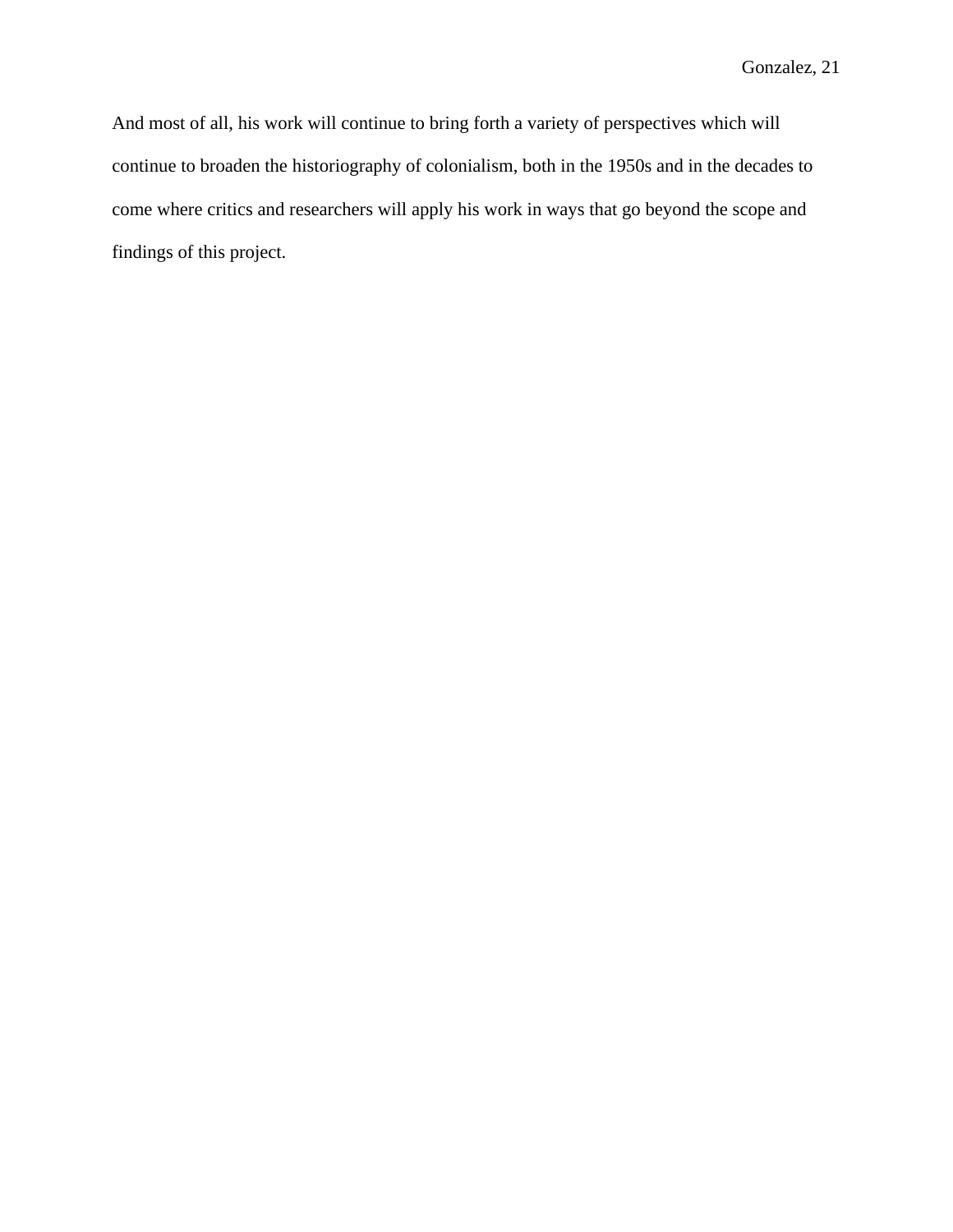And most of all, his work will continue to bring forth a variety of perspectives which will continue to broaden the historiography of colonialism, both in the 1950s and in the decades to come where critics and researchers will apply his work in ways that go beyond the scope and findings of this project.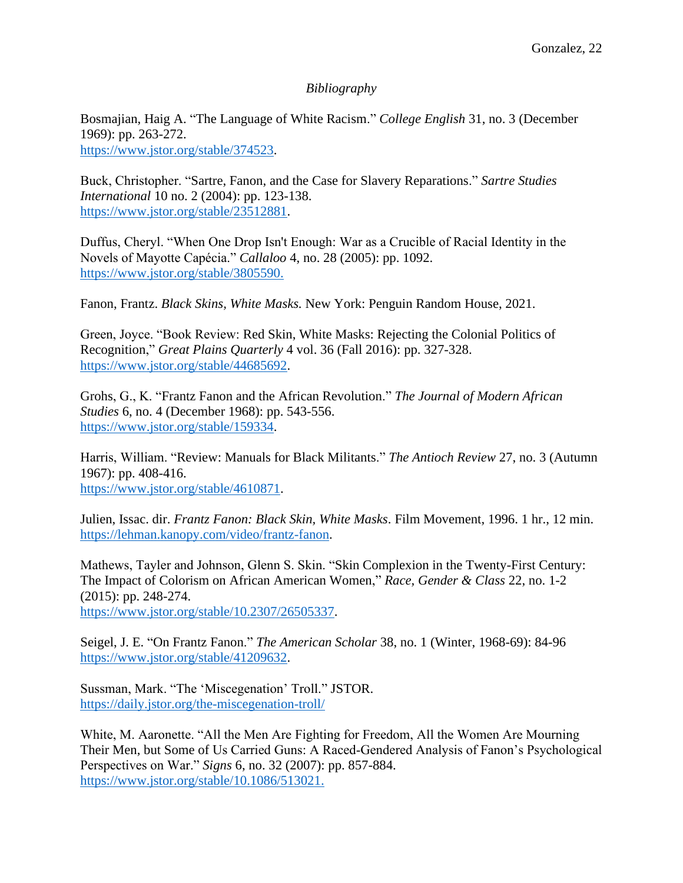*Bibliography*

Bosmajian, Haig A. "The Language of White Racism." *College English* 31, no. 3 (December 1969): pp. 263-272.
https://www.jstor.org/stable/374523.

Buck, Christopher. "Sartre, Fanon, and the Case for Slavery Reparations." *Sartre Studies International* 10 no. 2 (2004): pp. 123-138.
https://www.jstor.org/stable/23512881.

Duffus, Cheryl. "When One Drop Isn't Enough: War as a Crucible of Racial Identity in the Novels of Mayotte Capécia." *Callaloo* 4, no. 28 (2005): pp. 1092.
https://www.jstor.org/stable/3805590.

Fanon, Frantz. *Black Skins, White Masks.* New York: Penguin Random House, 2021.

Green, Joyce. "Book Review: Red Skin, White Masks: Rejecting the Colonial Politics of Recognition," *Great Plains Quarterly* 4 vol. 36 (Fall 2016): pp. 327-328.
https://www.jstor.org/stable/44685692.

Grohs, G., K. "Frantz Fanon and the African Revolution." *The Journal of Modern African Studies* 6, no. 4 (December 1968): pp. 543-556.
https://www.jstor.org/stable/159334.

Harris, William. "Review: Manuals for Black Militants." *The Antioch Review* 27, no. 3 (Autumn 1967): pp. 408-416.
https://www.jstor.org/stable/4610871.

Julien, Issac. dir. *Frantz Fanon: Black Skin, White Masks*. Film Movement, 1996. 1 hr., 12 min.
https://lehman.kanopy.com/video/frantz-fanon.

Mathews, Tayler and Johnson, Glenn S. Skin. "Skin Complexion in the Twenty-First Century: The Impact of Colorism on African American Women," *Race, Gender & Class* 22, no. 1-2 (2015): pp. 248-274.
https://www.jstor.org/stable/10.2307/26505337.

Seigel, J. E. "On Frantz Fanon." *The American Scholar* 38, no. 1 (Winter, 1968-69): 84-96
https://www.jstor.org/stable/41209632.

Sussman, Mark. "The 'Miscegenation' Troll." JSTOR.
https://daily.jstor.org/the-miscegenation-troll/

White, M. Aaronette. "All the Men Are Fighting for Freedom, All the Women Are Mourning Their Men, but Some of Us Carried Guns: A Raced-Gendered Analysis of Fanon's Psychological Perspectives on War." *Signs* 6, no. 32 (2007): pp. 857-884.
https://www.jstor.org/stable/10.1086/513021.